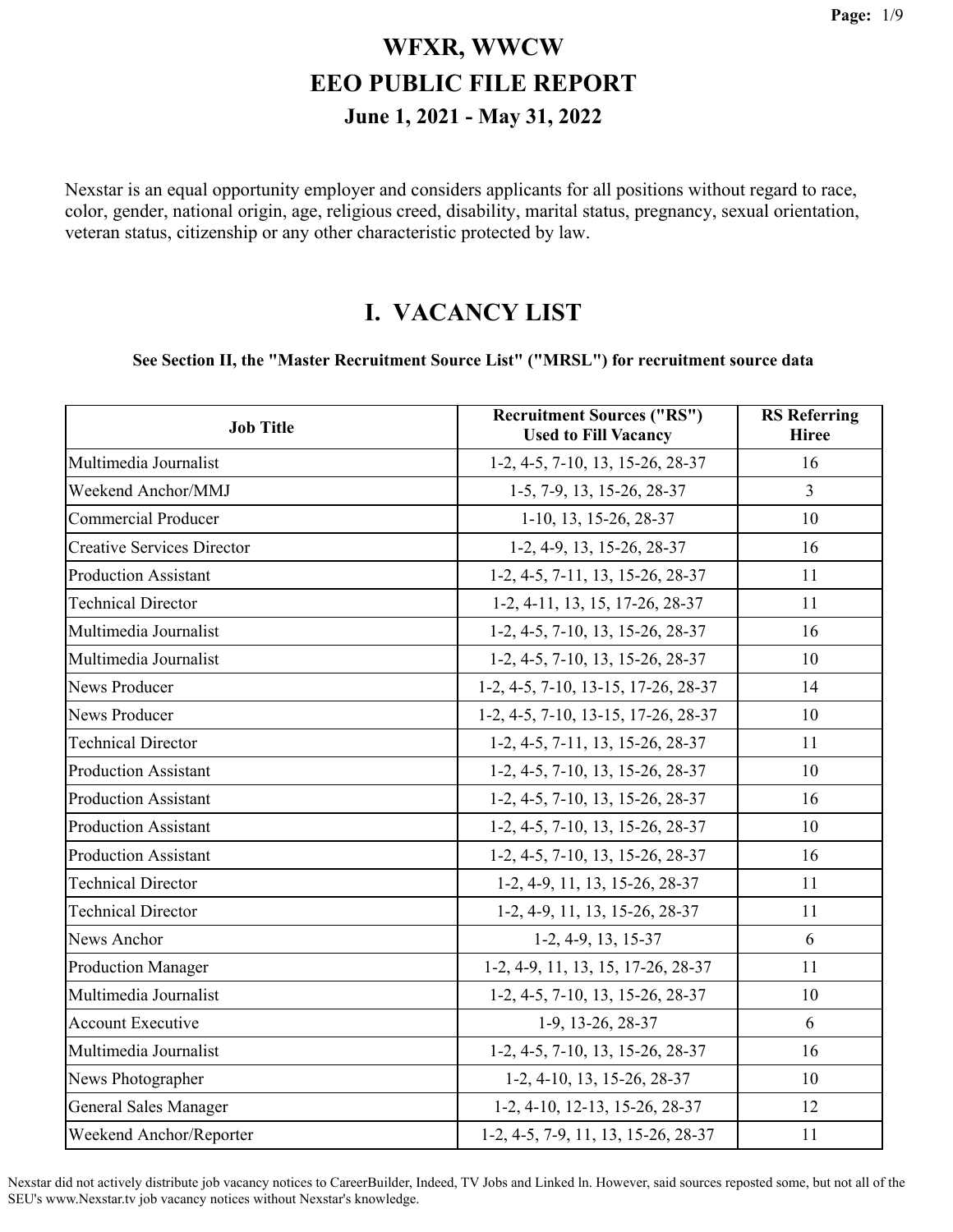# WFXR, WWCW
# EEO PUBLIC FILE REPORT
## June 1, 2021 - May 31, 2022

Nexstar is an equal opportunity employer and considers applicants for all positions without regard to race, color, gender, national origin, age, religious creed, disability, marital status, pregnancy, sexual orientation, veteran status, citizenship or any other characteristic protected by law.

# I. VACANCY LIST

**See Section II, the "Master Recruitment Source List" ("MRSL") for recruitment source data**

| Job Title | Recruitment Sources ("RS") Used to Fill Vacancy | RS Referring Hiree |
|---|---|---|
| Multimedia Journalist | 1-2, 4-5, 7-10, 13, 15-26, 28-37 | 16 |
| Weekend Anchor/MMJ | 1-5, 7-9, 13, 15-26, 28-37 | 3 |
| Commercial Producer | 1-10, 13, 15-26, 28-37 | 10 |
| Creative Services Director | 1-2, 4-9, 13, 15-26, 28-37 | 16 |
| Production Assistant | 1-2, 4-5, 7-11, 13, 15-26, 28-37 | 11 |
| Technical Director | 1-2, 4-11, 13, 15, 17-26, 28-37 | 11 |
| Multimedia Journalist | 1-2, 4-5, 7-10, 13, 15-26, 28-37 | 16 |
| Multimedia Journalist | 1-2, 4-5, 7-10, 13, 15-26, 28-37 | 10 |
| News Producer | 1-2, 4-5, 7-10, 13-15, 17-26, 28-37 | 14 |
| News Producer | 1-2, 4-5, 7-10, 13-15, 17-26, 28-37 | 10 |
| Technical Director | 1-2, 4-5, 7-11, 13, 15-26, 28-37 | 11 |
| Production Assistant | 1-2, 4-5, 7-10, 13, 15-26, 28-37 | 10 |
| Production Assistant | 1-2, 4-5, 7-10, 13, 15-26, 28-37 | 16 |
| Production Assistant | 1-2, 4-5, 7-10, 13, 15-26, 28-37 | 10 |
| Production Assistant | 1-2, 4-5, 7-10, 13, 15-26, 28-37 | 16 |
| Technical Director | 1-2, 4-9, 11, 13, 15-26, 28-37 | 11 |
| Technical Director | 1-2, 4-9, 11, 13, 15-26, 28-37 | 11 |
| News Anchor | 1-2, 4-9, 13, 15-37 | 6 |
| Production Manager | 1-2, 4-9, 11, 13, 15, 17-26, 28-37 | 11 |
| Multimedia Journalist | 1-2, 4-5, 7-10, 13, 15-26, 28-37 | 10 |
| Account Executive | 1-9, 13-26, 28-37 | 6 |
| Multimedia Journalist | 1-2, 4-5, 7-10, 13, 15-26, 28-37 | 16 |
| News Photographer | 1-2, 4-10, 13, 15-26, 28-37 | 10 |
| General Sales Manager | 1-2, 4-10, 12-13, 15-26, 28-37 | 12 |
| Weekend Anchor/Reporter | 1-2, 4-5, 7-9, 11, 13, 15-26, 28-37 | 11 |

Nexstar did not actively distribute job vacancy notices to CareerBuilder, Indeed, TV Jobs and Linked ln. However, said sources reposted some, but not all of the SEU's www.Nexstar.tv job vacancy notices without Nexstar's knowledge.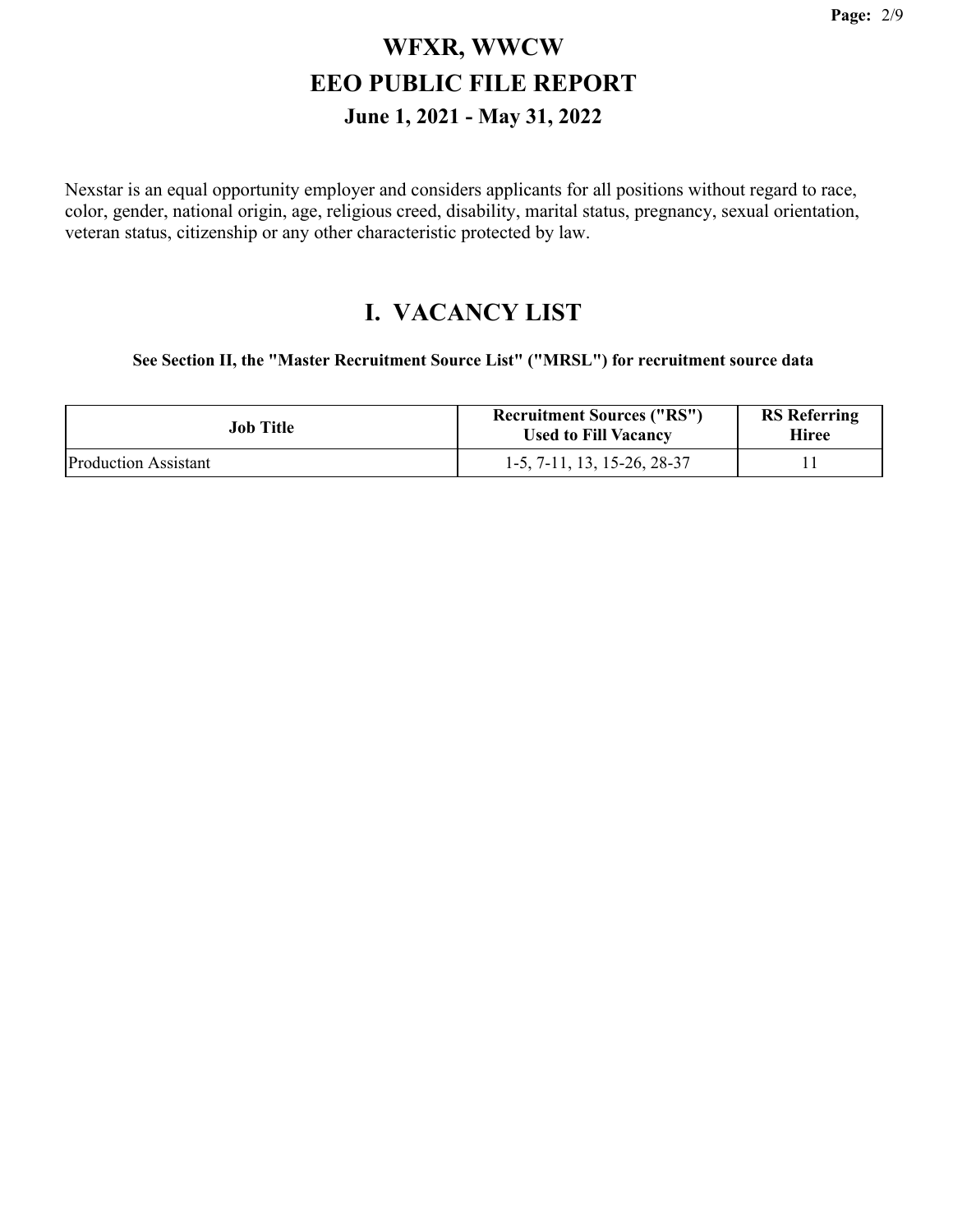# WFXR, WWCW
# EEO PUBLIC FILE REPORT
## June 1, 2021 - May 31, 2022

Nexstar is an equal opportunity employer and considers applicants for all positions without regard to race, color, gender, national origin, age, religious creed, disability, marital status, pregnancy, sexual orientation, veteran status, citizenship or any other characteristic protected by law.

## I. VACANCY LIST

**See Section II, the "Master Recruitment Source List" ("MRSL") for recruitment source data**

| Job Title | Recruitment Sources ("RS") Used to Fill Vacancy | RS Referring Hiree |
|---|---|---|
| Production Assistant | 1-5, 7-11, 13, 15-26, 28-37 | 11 |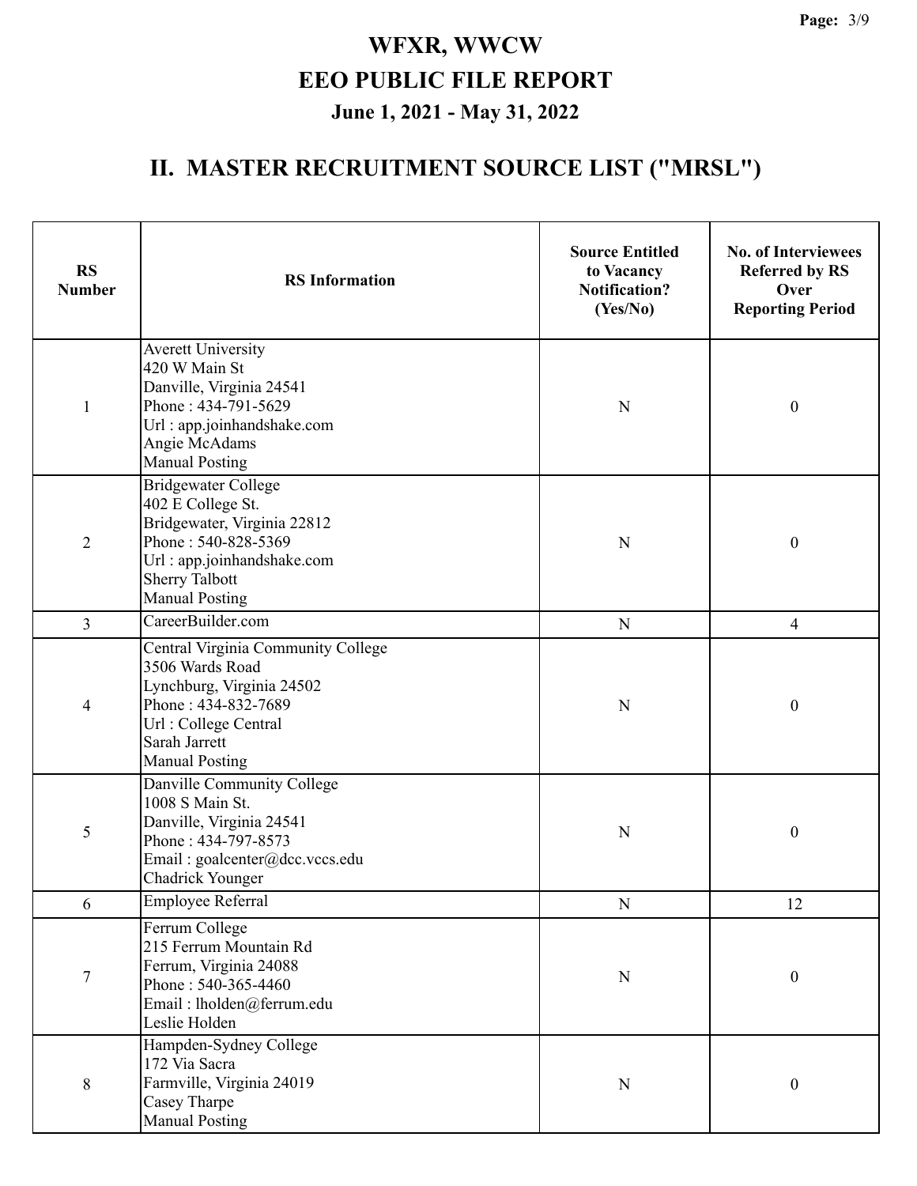# WFXR, WWCW

## EEO PUBLIC FILE REPORT

### June 1, 2021 - May 31, 2022

## II. MASTER RECRUITMENT SOURCE LIST ("MRSL")

| RS Number | RS Information | Source Entitled to Vacancy Notification? (Yes/No) | No. of Interviewees Referred by RS Over Reporting Period |
|---|---|---|---|
| 1 | Averett University<br>420 W Main St<br>Danville, Virginia 24541<br>Phone : 434-791-5629<br>Url : app.joinhandshake.com<br>Angie McAdams<br>Manual Posting | N | 0 |
| 2 | Bridgewater College<br>402 E College St.<br>Bridgewater, Virginia 22812<br>Phone : 540-828-5369<br>Url : app.joinhandshake.com<br>Sherry Talbott<br>Manual Posting | N | 0 |
| 3 | CareerBuilder.com | N | 4 |
| 4 | Central Virginia Community College<br>3506 Wards Road<br>Lynchburg, Virginia 24502<br>Phone : 434-832-7689<br>Url : College Central<br>Sarah Jarrett<br>Manual Posting | N | 0 |
| 5 | Danville Community College<br>1008 S Main St.<br>Danville, Virginia 24541<br>Phone : 434-797-8573<br>Email : goalcenter@dcc.vccs.edu<br>Chadrick Younger | N | 0 |
| 6 | Employee Referral | N | 12 |
| 7 | Ferrum College<br>215 Ferrum Mountain Rd<br>Ferrum, Virginia 24088<br>Phone : 540-365-4460<br>Email : lholden@ferrum.edu<br>Leslie Holden | N | 0 |
| 8 | Hampden-Sydney College<br>172 Via Sacra<br>Farmville, Virginia 24019<br>Casey Tharpe<br>Manual Posting | N | 0 |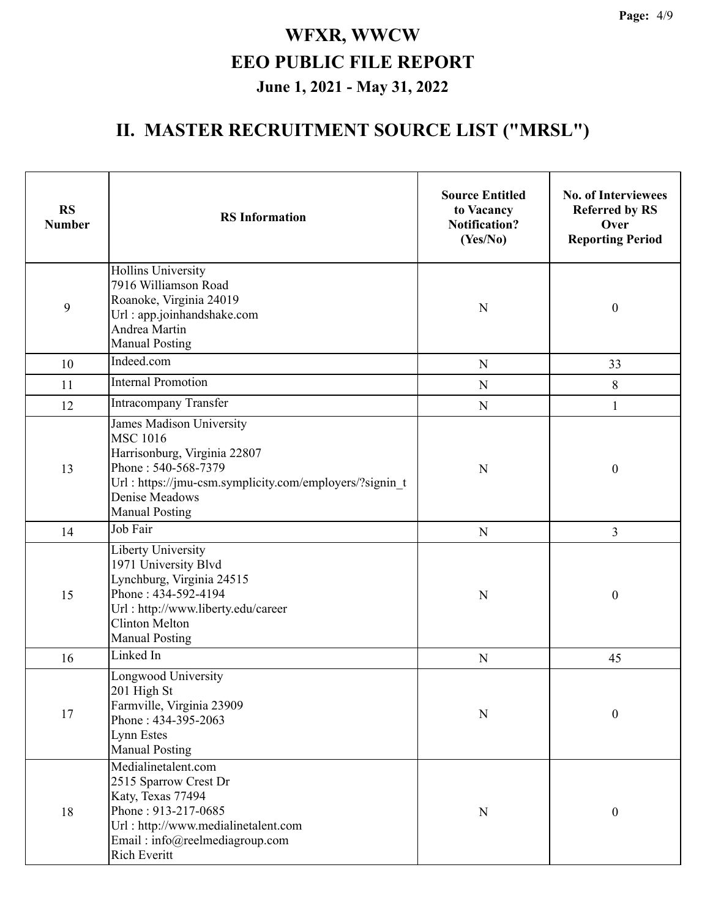# WFXR, WWCW

# EEO PUBLIC FILE REPORT

## June 1, 2021 - May 31, 2022

## II. MASTER RECRUITMENT SOURCE LIST ("MRSL")

| RS Number | RS Information | Source Entitled to Vacancy Notification? (Yes/No) | No. of Interviewees Referred by RS Over Reporting Period |
|---|---|---|---|
| 9 | Hollins University<br>7916 Williamson Road<br>Roanoke, Virginia 24019<br>Url : app.joinhandshake.com<br>Andrea Martin<br>Manual Posting | N | 0 |
| 10 | Indeed.com | N | 33 |
| 11 | Internal Promotion | N | 8 |
| 12 | Intracompany Transfer | N | 1 |
| 13 | James Madison University<br>MSC 1016<br>Harrisonburg, Virginia 22807<br>Phone : 540-568-7379<br>Url : https://jmu-csm.symplicity.com/employers/?signin_t<br>Denise Meadows<br>Manual Posting | N | 0 |
| 14 | Job Fair | N | 3 |
| 15 | Liberty University<br>1971 University Blvd<br>Lynchburg, Virginia 24515<br>Phone : 434-592-4194<br>Url : http://www.liberty.edu/career<br>Clinton Melton<br>Manual Posting | N | 0 |
| 16 | Linked In | N | 45 |
| 17 | Longwood University<br>201 High St<br>Farmville, Virginia 23909<br>Phone : 434-395-2063<br>Lynn Estes<br>Manual Posting | N | 0 |
| 18 | Medialinetalent.com<br>2515 Sparrow Crest Dr<br>Katy, Texas 77494<br>Phone : 913-217-0685<br>Url : http://www.medialinetalent.com<br>Email : info@reelmediagroup.com<br>Rich Everitt | N | 0 |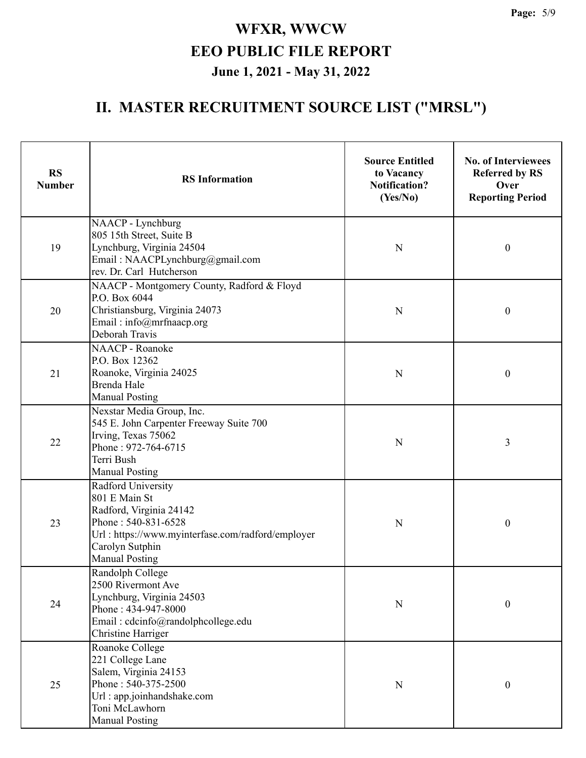# WFXR, WWCW
# EEO PUBLIC FILE REPORT
### June 1, 2021 - May 31, 2022

## II. MASTER RECRUITMENT SOURCE LIST ("MRSL")

| RS Number | RS Information | Source Entitled to Vacancy Notification? (Yes/No) | No. of Interviewees Referred by RS Over Reporting Period |
|---|---|---|---|
| 19 | NAACP - Lynchburg<br>805 15th Street, Suite B<br>Lynchburg, Virginia 24504<br>Email : NAACPLynchburg@gmail.com<br>rev. Dr. Carl Hutcherson | N | 0 |
| 20 | NAACP - Montgomery County, Radford & Floyd<br>P.O. Box 6044<br>Christiansburg, Virginia 24073<br>Email : info@mrfnaacp.org<br>Deborah Travis | N | 0 |
| 21 | NAACP - Roanoke<br>P.O. Box 12362<br>Roanoke, Virginia 24025<br>Brenda Hale<br>Manual Posting | N | 0 |
| 22 | Nexstar Media Group, Inc.<br>545 E. John Carpenter Freeway Suite 700<br>Irving, Texas 75062<br>Phone : 972-764-6715<br>Terri Bush<br>Manual Posting | N | 3 |
| 23 | Radford University<br>801 E Main St<br>Radford, Virginia 24142<br>Phone : 540-831-6528<br>Url : https://www.myinterfase.com/radford/employer<br>Carolyn Sutphin<br>Manual Posting | N | 0 |
| 24 | Randolph College<br>2500 Rivermont Ave<br>Lynchburg, Virginia 24503<br>Phone : 434-947-8000<br>Email : cdcinfo@randolphcollege.edu<br>Christine Harriger | N | 0 |
| 25 | Roanoke College<br>221 College Lane<br>Salem, Virginia 24153<br>Phone : 540-375-2500<br>Url : app.joinhandshake.com<br>Toni McLawhorn<br>Manual Posting | N | 0 |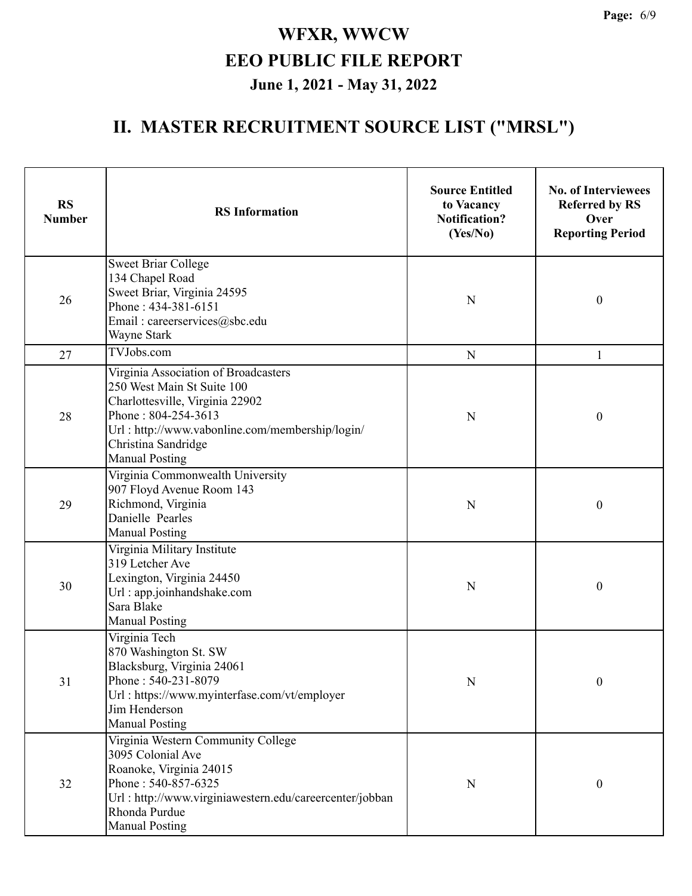# WFXR, WWCW

# EEO PUBLIC FILE REPORT

## June 1, 2021 - May 31, 2022

## II. MASTER RECRUITMENT SOURCE LIST ("MRSL")

| RS Number | RS Information | Source Entitled to Vacancy Notification? (Yes/No) | No. of Interviewees Referred by RS Over Reporting Period |
|---|---|---|---|
| 26 | Sweet Briar College<br>134 Chapel Road<br>Sweet Briar, Virginia 24595<br>Phone : 434-381-6151<br>Email : careerservices@sbc.edu<br>Wayne Stark | N | 0 |
| 27 | TVJobs.com | N | 1 |
| 28 | Virginia Association of Broadcasters<br>250 West Main St Suite 100<br>Charlottesville, Virginia 22902<br>Phone : 804-254-3613<br>Url : http://www.vabonline.com/membership/login/<br>Christina Sandridge<br>Manual Posting | N | 0 |
| 29 | Virginia Commonwealth University<br>907 Floyd Avenue Room 143<br>Richmond, Virginia<br>Danielle Pearles<br>Manual Posting | N | 0 |
| 30 | Virginia Military Institute<br>319 Letcher Ave<br>Lexington, Virginia 24450<br>Url : app.joinhandshake.com<br>Sara Blake<br>Manual Posting | N | 0 |
| 31 | Virginia Tech<br>870 Washington St. SW<br>Blacksburg, Virginia 24061<br>Phone : 540-231-8079<br>Url : https://www.myinterfase.com/vt/employer<br>Jim Henderson<br>Manual Posting | N | 0 |
| 32 | Virginia Western Community College<br>3095 Colonial Ave<br>Roanoke, Virginia 24015<br>Phone : 540-857-6325<br>Url : http://www.virginiawestern.edu/careercenter/jobban<br>Rhonda Purdue<br>Manual Posting | N | 0 |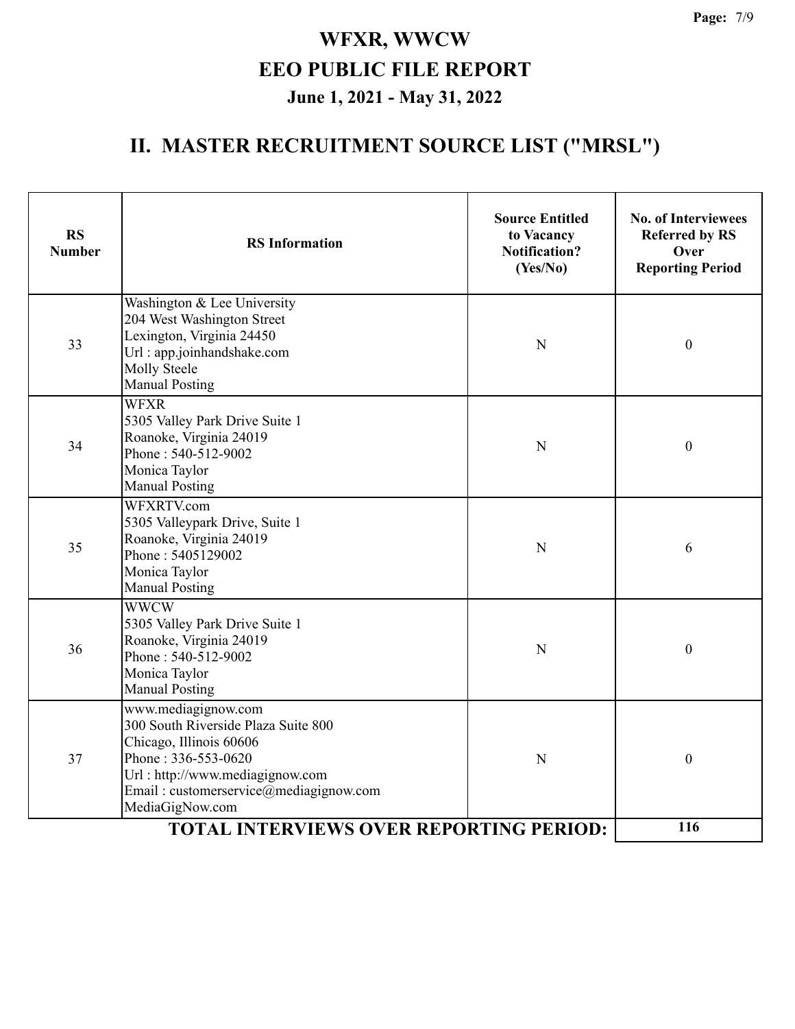# WFXR, WWCW

# EEO PUBLIC FILE REPORT

## June 1, 2021 - May 31, 2022

## II. MASTER RECRUITMENT SOURCE LIST ("MRSL")

| RS Number | RS Information | Source Entitled to Vacancy Notification? (Yes/No) | No. of Interviewees Referred by RS Over Reporting Period |
|---|---|---|---|
| 33 | Washington & Lee University<br>204 West Washington Street<br>Lexington, Virginia 24450<br>Url : app.joinhandshake.com<br>Molly Steele<br>Manual Posting | N | 0 |
| 34 | WFXR<br>5305 Valley Park Drive Suite 1<br>Roanoke, Virginia 24019<br>Phone : 540-512-9002<br>Monica Taylor<br>Manual Posting | N | 0 |
| 35 | WFXRTV.com<br>5305 Valleypark Drive, Suite 1<br>Roanoke, Virginia 24019<br>Phone : 5405129002<br>Monica Taylor<br>Manual Posting | N | 6 |
| 36 | WWCW<br>5305 Valley Park Drive Suite 1<br>Roanoke, Virginia 24019<br>Phone : 540-512-9002<br>Monica Taylor<br>Manual Posting | N | 0 |
| 37 | www.mediagignow.com<br>300 South Riverside Plaza Suite 800<br>Chicago, Illinois 60606<br>Phone : 336-553-0620<br>Url : http://www.mediagignow.com<br>Email : customerservice@mediagignow.com<br>MediaGigNow.com | N | 0 |
| | **TOTAL INTERVIEWS OVER REPORTING PERIOD:** | | **116** |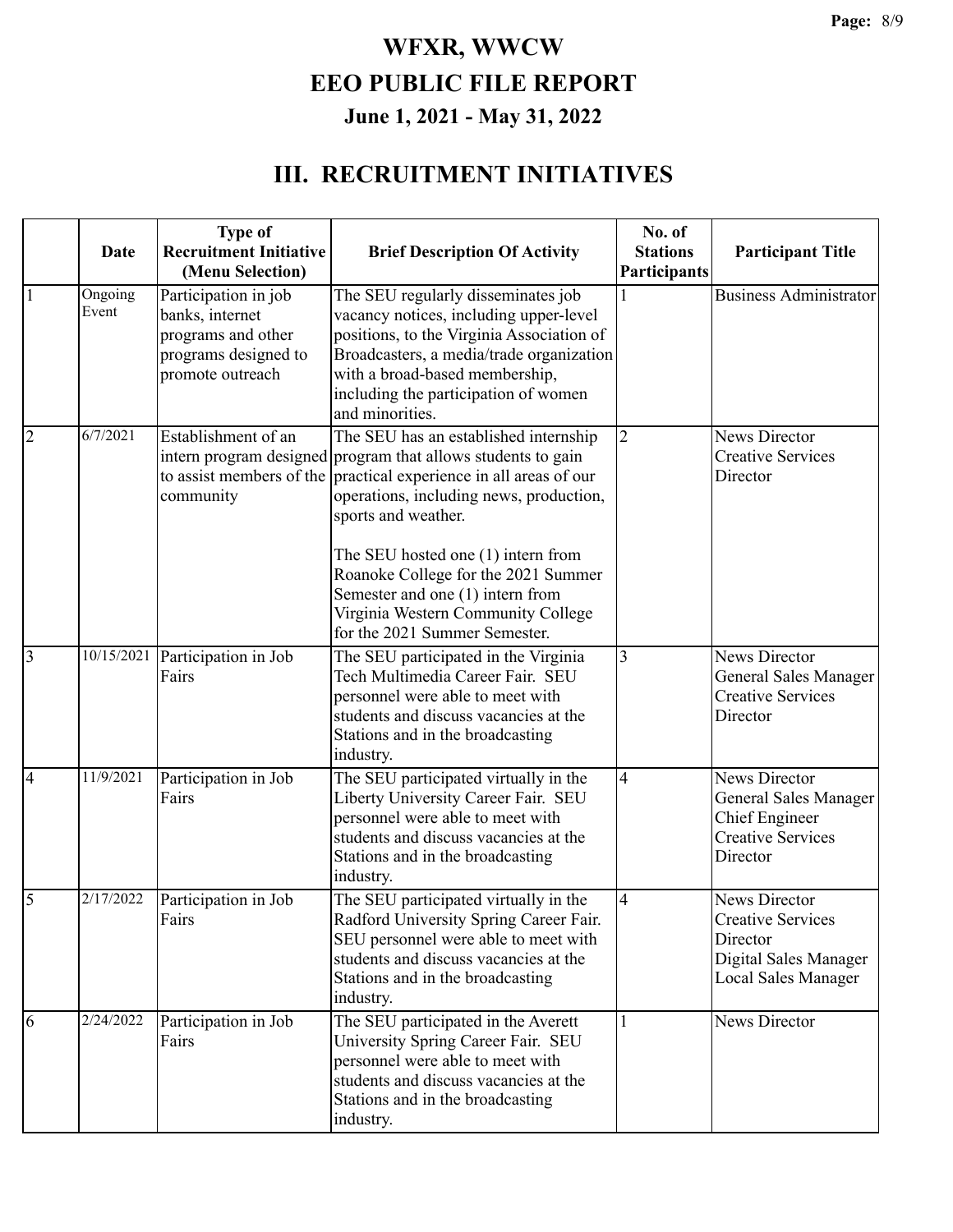# WFXR, WWCW
# EEO PUBLIC FILE REPORT
## June 1, 2021 - May 31, 2022

## III. RECRUITMENT INITIATIVES

| | Date | Type of Recruitment Initiative (Menu Selection) | Brief Description Of Activity | No. of Stations Participants | Participant Title |
|---|---|---|---|---|---|
| 1 | Ongoing Event | Participation in job banks, internet programs and other programs designed to promote outreach | The SEU regularly disseminates job vacancy notices, including upper-level positions, to the Virginia Association of Broadcasters, a media/trade organization with a broad-based membership, including the participation of women and minorities. | 1 | Business Administrator |
| 2 | 6/7/2021 | Establishment of an intern program designed to assist members of the community | The SEU has an established internship program that allows students to gain practical experience in all areas of our operations, including news, production, sports and weather.<br><br>The SEU hosted one (1) intern from Roanoke College for the 2021 Summer Semester and one (1) intern from Virginia Western Community College for the 2021 Summer Semester. | 2 | News Director<br>Creative Services Director |
| 3 | 10/15/2021 | Participation in Job Fairs | The SEU participated in the Virginia Tech Multimedia Career Fair. SEU personnel were able to meet with students and discuss vacancies at the Stations and in the broadcasting industry. | 3 | News Director<br>General Sales Manager<br>Creative Services Director |
| 4 | 11/9/2021 | Participation in Job Fairs | The SEU participated virtually in the Liberty University Career Fair. SEU personnel were able to meet with students and discuss vacancies at the Stations and in the broadcasting industry. | 4 | News Director<br>General Sales Manager<br>Chief Engineer<br>Creative Services Director |
| 5 | 2/17/2022 | Participation in Job Fairs | The SEU participated virtually in the Radford University Spring Career Fair. SEU personnel were able to meet with students and discuss vacancies at the Stations and in the broadcasting industry. | 4 | News Director<br>Creative Services Director<br>Digital Sales Manager<br>Local Sales Manager |
| 6 | 2/24/2022 | Participation in Job Fairs | The SEU participated in the Averett University Spring Career Fair. SEU personnel were able to meet with students and discuss vacancies at the Stations and in the broadcasting industry. | 1 | News Director |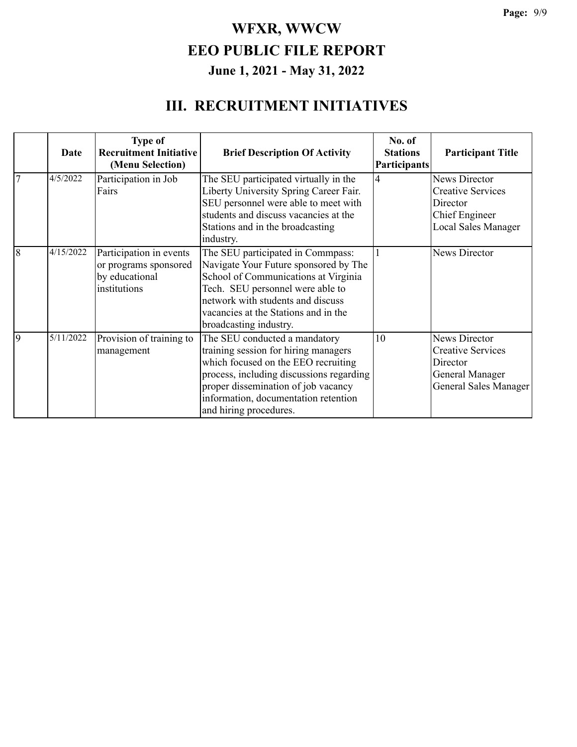# WFXR, WWCW
# EEO PUBLIC FILE REPORT
### June 1, 2021 - May 31, 2022

## III. RECRUITMENT INITIATIVES

| | Date | Type of Recruitment Initiative (Menu Selection) | Brief Description Of Activity | No. of Stations Participants | Participant Title |
|---|---|---|---|---|---|
| 7 | 4/5/2022 | Participation in Job Fairs | The SEU participated virtually in the Liberty University Spring Career Fair. SEU personnel were able to meet with students and discuss vacancies at the Stations and in the broadcasting industry. | 4 | News Director<br>Creative Services Director<br>Chief Engineer<br>Local Sales Manager |
| 8 | 4/15/2022 | Participation in events or programs sponsored by educational institutions | The SEU participated in Commpass: Navigate Your Future sponsored by The School of Communications at Virginia Tech. SEU personnel were able to network with students and discuss vacancies at the Stations and in the broadcasting industry. | 1 | News Director |
| 9 | 5/11/2022 | Provision of training to management | The SEU conducted a mandatory training session for hiring managers which focused on the EEO recruiting process, including discussions regarding proper dissemination of job vacancy information, documentation retention and hiring procedures. | 10 | News Director<br>Creative Services Director<br>General Manager<br>General Sales Manager |